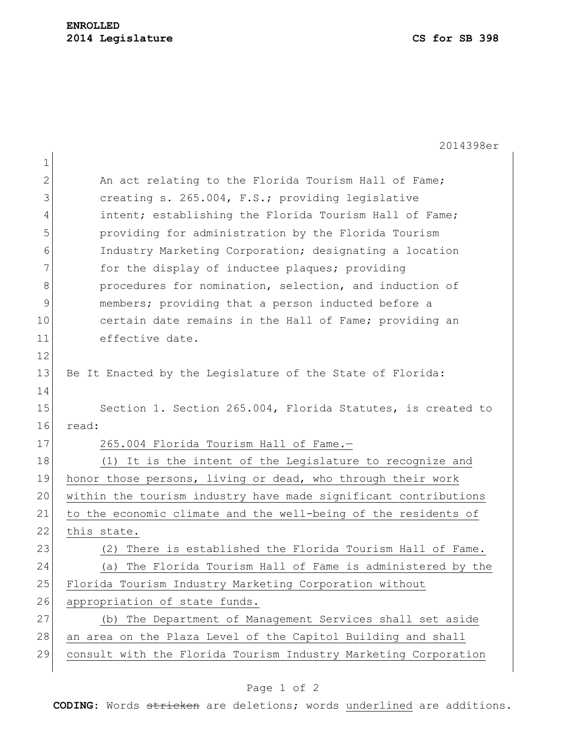**ENROLLED**
**2014 Legislature** **CS for SB 398**

2014398er

An act relating to the Florida Tourism Hall of Fame; creating s. 265.004, F.S.; providing legislative intent; establishing the Florida Tourism Hall of Fame; providing for administration by the Florida Tourism Industry Marketing Corporation; designating a location for the display of inductee plaques; providing procedures for nomination, selection, and induction of members; providing that a person inducted before a certain date remains in the Hall of Fame; providing an effective date.

Be It Enacted by the Legislature of the State of Florida:

Section 1. Section 265.004, Florida Statutes, is created to read:

<u>265.004 Florida Tourism Hall of Fame.—</u>

<u>(1) It is the intent of the Legislature to recognize and honor those persons, living or dead, who through their work within the tourism industry have made significant contributions to the economic climate and the well-being of the residents of this state.</u>

<u>(2) There is established the Florida Tourism Hall of Fame.</u>

<u>(a) The Florida Tourism Hall of Fame is administered by the Florida Tourism Industry Marketing Corporation without appropriation of state funds.</u>

<u>(b) The Department of Management Services shall set aside an area on the Plaza Level of the Capitol Building and shall consult with the Florida Tourism Industry Marketing Corporation</u>

**CODING:** Words ~~stricken~~ are deletions; words <u>underlined</u> are additions.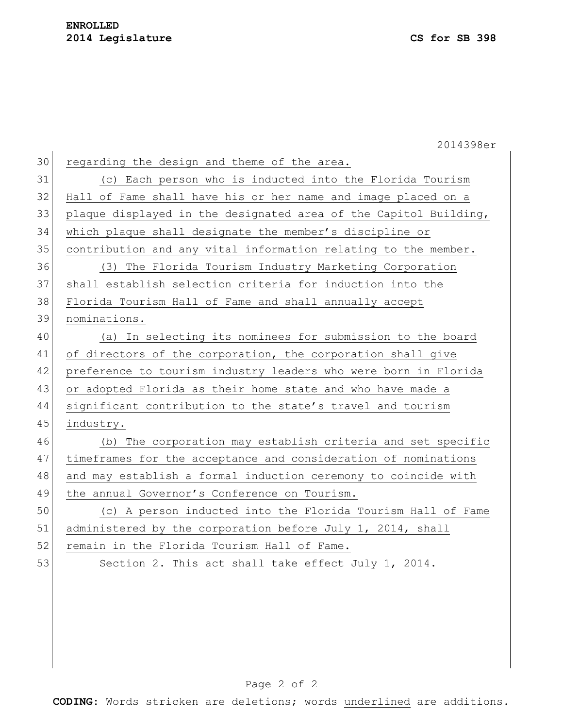regarding the design and theme of the area.

(c) Each person who is inducted into the Florida Tourism Hall of Fame shall have his or her name and image placed on a plaque displayed in the designated area of the Capitol Building, which plaque shall designate the member's discipline or contribution and any vital information relating to the member.

(3) The Florida Tourism Industry Marketing Corporation shall establish selection criteria for induction into the Florida Tourism Hall of Fame and shall annually accept nominations.

(a) In selecting its nominees for submission to the board of directors of the corporation, the corporation shall give preference to tourism industry leaders who were born in Florida or adopted Florida as their home state and who have made a significant contribution to the state's travel and tourism industry.

(b) The corporation may establish criteria and set specific timeframes for the acceptance and consideration of nominations and may establish a formal induction ceremony to coincide with the annual Governor's Conference on Tourism.

(c) A person inducted into the Florida Tourism Hall of Fame administered by the corporation before July 1, 2014, shall remain in the Florida Tourism Hall of Fame.

Section 2. This act shall take effect July 1, 2014.